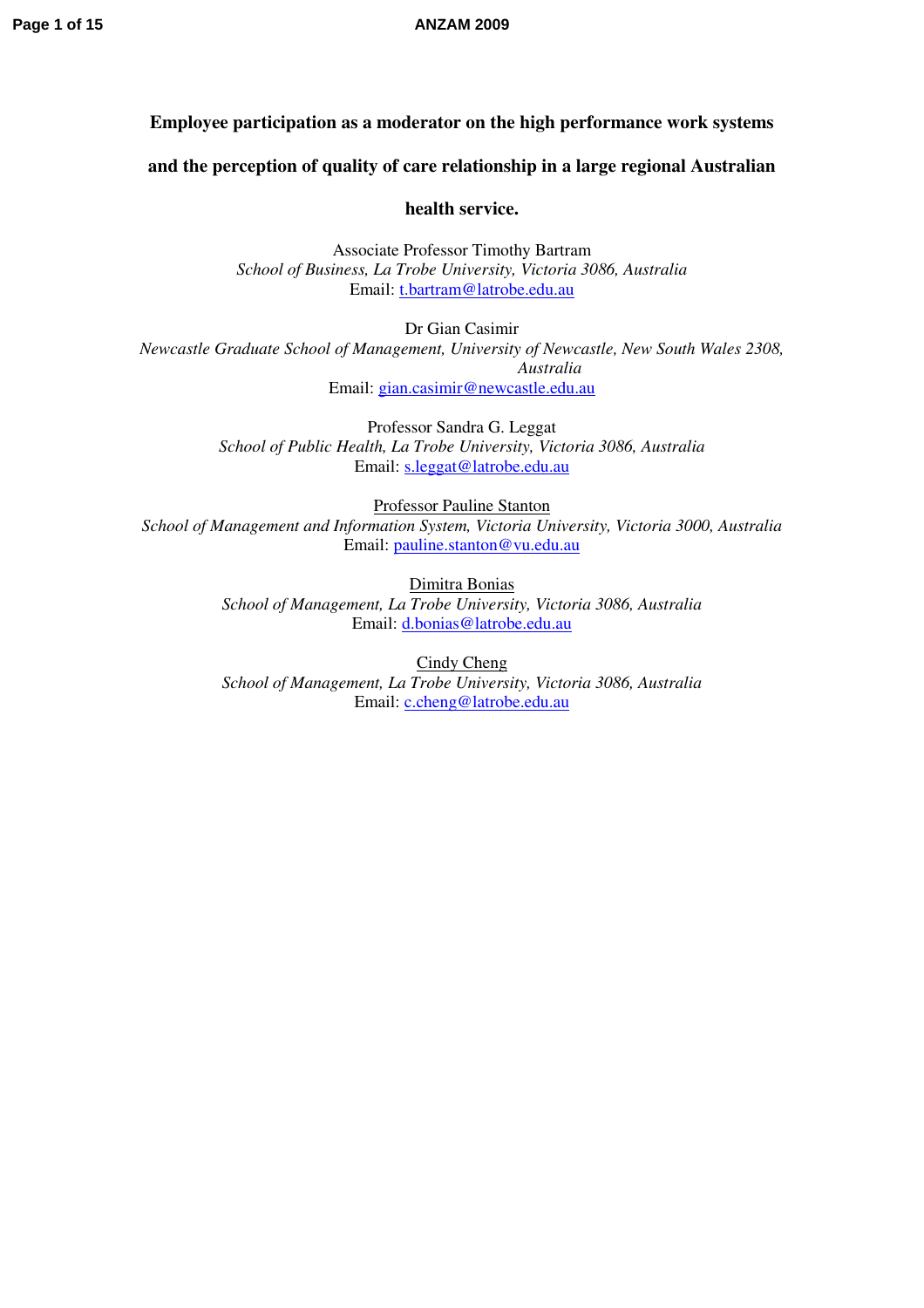# Employee participation as a moderator on the high performance work systems and the perception of quality of care relationship in a large regional Australian health service.

Associate Professor Timothy Bartram
*School of Business, La Trobe University, Victoria 3086, Australia*
Email: t.bartram@latrobe.edu.au

Dr Gian Casimir
*Newcastle Graduate School of Management, University of Newcastle, New South Wales 2308, Australia*
Email: gian.casimir@newcastle.edu.au

Professor Sandra G. Leggat
*School of Public Health, La Trobe University, Victoria 3086, Australia*
Email: s.leggat@latrobe.edu.au

Professor Pauline Stanton
*School of Management and Information System, Victoria University, Victoria 3000, Australia*
Email: pauline.stanton@vu.edu.au

Dimitra Bonias
*School of Management, La Trobe University, Victoria 3086, Australia*
Email: d.bonias@latrobe.edu.au

Cindy Cheng
*School of Management, La Trobe University, Victoria 3086, Australia*
Email: c.cheng@latrobe.edu.au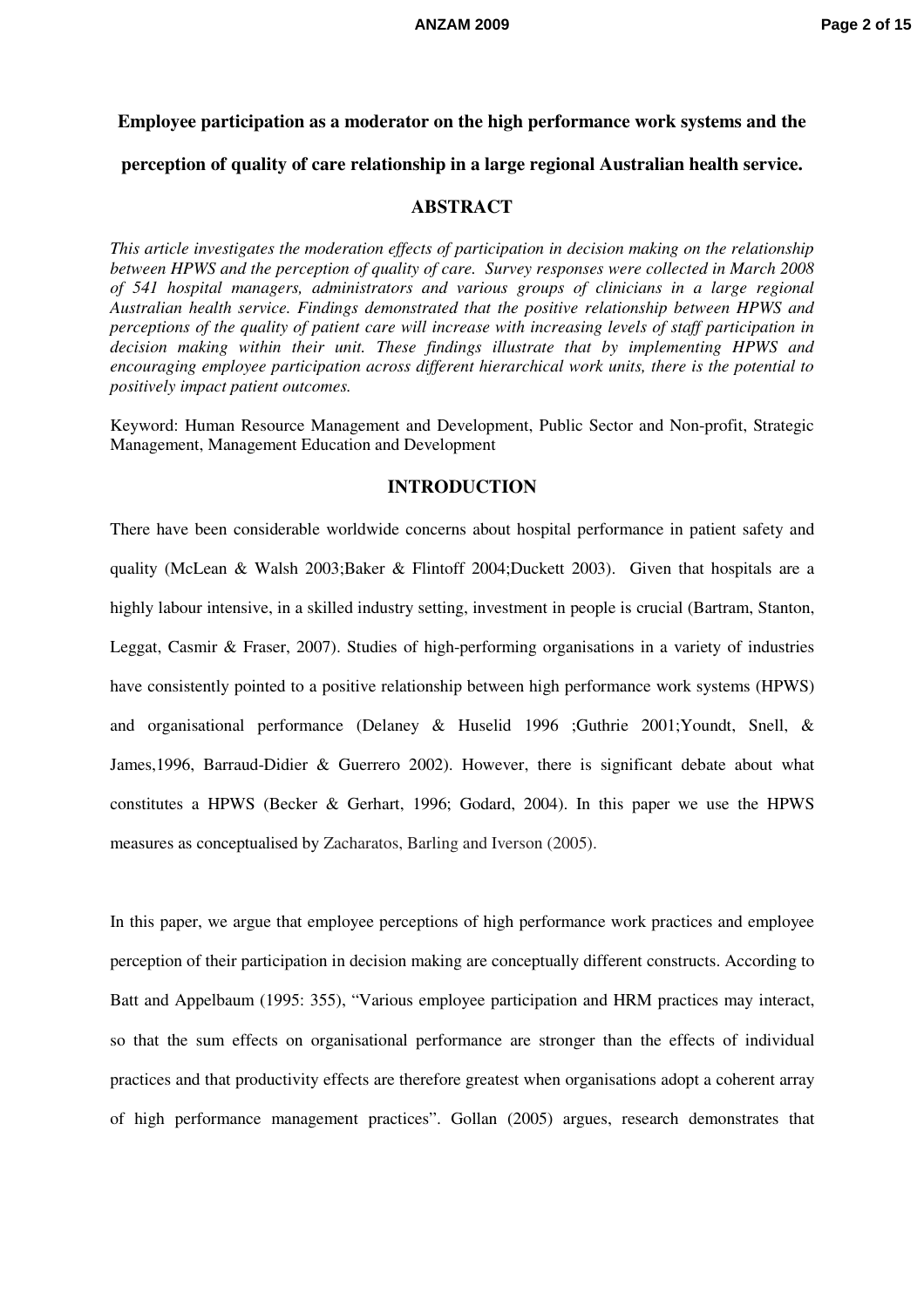**Employee participation as a moderator on the high performance work systems and the perception of quality of care relationship in a large regional Australian health service.**

## ABSTRACT

*This article investigates the moderation effects of participation in decision making on the relationship between HPWS and the perception of quality of care. Survey responses were collected in March 2008 of 541 hospital managers, administrators and various groups of clinicians in a large regional Australian health service. Findings demonstrated that the positive relationship between HPWS and perceptions of the quality of patient care will increase with increasing levels of staff participation in decision making within their unit. These findings illustrate that by implementing HPWS and encouraging employee participation across different hierarchical work units, there is the potential to positively impact patient outcomes.*

Keyword: Human Resource Management and Development, Public Sector and Non-profit, Strategic Management, Management Education and Development

## INTRODUCTION

There have been considerable worldwide concerns about hospital performance in patient safety and quality (McLean & Walsh 2003;Baker & Flintoff 2004;Duckett 2003). Given that hospitals are a highly labour intensive, in a skilled industry setting, investment in people is crucial (Bartram, Stanton, Leggat, Casmir & Fraser, 2007). Studies of high-performing organisations in a variety of industries have consistently pointed to a positive relationship between high performance work systems (HPWS) and organisational performance (Delaney & Huselid 1996 ;Guthrie 2001;Youndt, Snell, & James,1996, Barraud-Didier & Guerrero 2002). However, there is significant debate about what constitutes a HPWS (Becker & Gerhart, 1996; Godard, 2004). In this paper we use the HPWS measures as conceptualised by Zacharatos, Barling and Iverson (2005).

In this paper, we argue that employee perceptions of high performance work practices and employee perception of their participation in decision making are conceptually different constructs. According to Batt and Appelbaum (1995: 355), "Various employee participation and HRM practices may interact, so that the sum effects on organisational performance are stronger than the effects of individual practices and that productivity effects are therefore greatest when organisations adopt a coherent array of high performance management practices". Gollan (2005) argues, research demonstrates that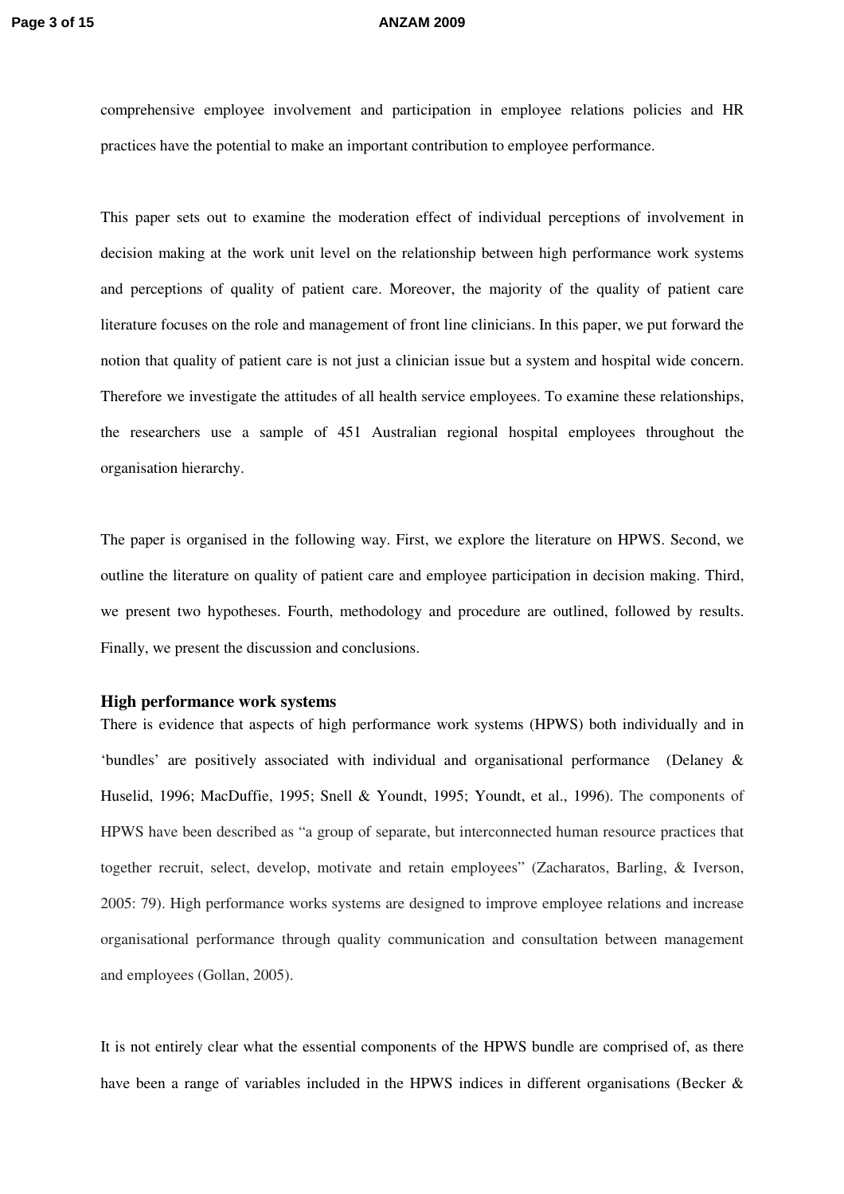comprehensive employee involvement and participation in employee relations policies and HR practices have the potential to make an important contribution to employee performance.

This paper sets out to examine the moderation effect of individual perceptions of involvement in decision making at the work unit level on the relationship between high performance work systems and perceptions of quality of patient care. Moreover, the majority of the quality of patient care literature focuses on the role and management of front line clinicians. In this paper, we put forward the notion that quality of patient care is not just a clinician issue but a system and hospital wide concern. Therefore we investigate the attitudes of all health service employees. To examine these relationships, the researchers use a sample of 451 Australian regional hospital employees throughout the organisation hierarchy.

The paper is organised in the following way. First, we explore the literature on HPWS. Second, we outline the literature on quality of patient care and employee participation in decision making. Third, we present two hypotheses. Fourth, methodology and procedure are outlined, followed by results. Finally, we present the discussion and conclusions.

## High performance work systems

There is evidence that aspects of high performance work systems (HPWS) both individually and in 'bundles' are positively associated with individual and organisational performance (Delaney & Huselid, 1996; MacDuffie, 1995; Snell & Youndt, 1995; Youndt, et al., 1996). The components of HPWS have been described as "a group of separate, but interconnected human resource practices that together recruit, select, develop, motivate and retain employees" (Zacharatos, Barling, & Iverson, 2005: 79). High performance works systems are designed to improve employee relations and increase organisational performance through quality communication and consultation between management and employees (Gollan, 2005).

It is not entirely clear what the essential components of the HPWS bundle are comprised of, as there have been a range of variables included in the HPWS indices in different organisations (Becker &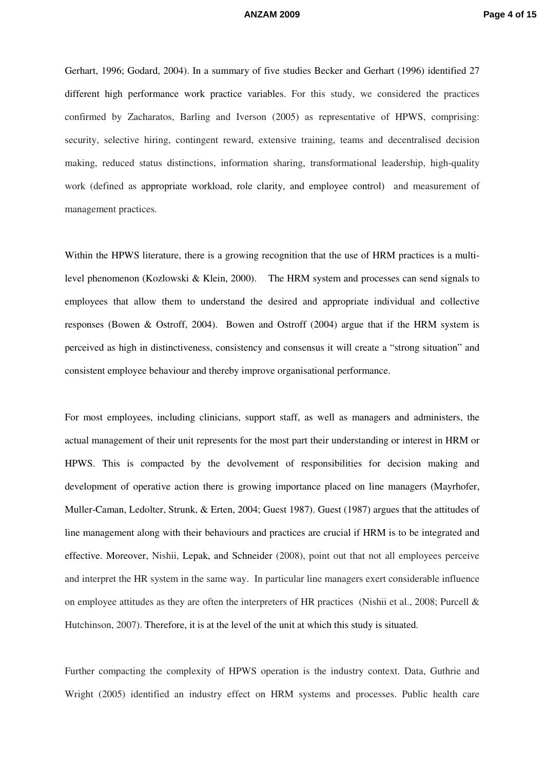Gerhart, 1996; Godard, 2004). In a summary of five studies Becker and Gerhart (1996) identified 27 different high performance work practice variables. For this study, we considered the practices confirmed by Zacharatos, Barling and Iverson (2005) as representative of HPWS, comprising: security, selective hiring, contingent reward, extensive training, teams and decentralised decision making, reduced status distinctions, information sharing, transformational leadership, high-quality work (defined as appropriate workload, role clarity, and employee control) and measurement of management practices.

Within the HPWS literature, there is a growing recognition that the use of HRM practices is a multi-level phenomenon (Kozlowski & Klein, 2000). The HRM system and processes can send signals to employees that allow them to understand the desired and appropriate individual and collective responses (Bowen & Ostroff, 2004). Bowen and Ostroff (2004) argue that if the HRM system is perceived as high in distinctiveness, consistency and consensus it will create a "strong situation" and consistent employee behaviour and thereby improve organisational performance.

For most employees, including clinicians, support staff, as well as managers and administers, the actual management of their unit represents for the most part their understanding or interest in HRM or HPWS. This is compacted by the devolvement of responsibilities for decision making and development of operative action there is growing importance placed on line managers (Mayrhofer, Muller-Caman, Ledolter, Strunk, & Erten, 2004; Guest 1987). Guest (1987) argues that the attitudes of line management along with their behaviours and practices are crucial if HRM is to be integrated and effective. Moreover, Nishii, Lepak, and Schneider (2008), point out that not all employees perceive and interpret the HR system in the same way. In particular line managers exert considerable influence on employee attitudes as they are often the interpreters of HR practices (Nishii et al., 2008; Purcell & Hutchinson, 2007). Therefore, it is at the level of the unit at which this study is situated.

Further compacting the complexity of HPWS operation is the industry context. Data, Guthrie and Wright (2005) identified an industry effect on HRM systems and processes. Public health care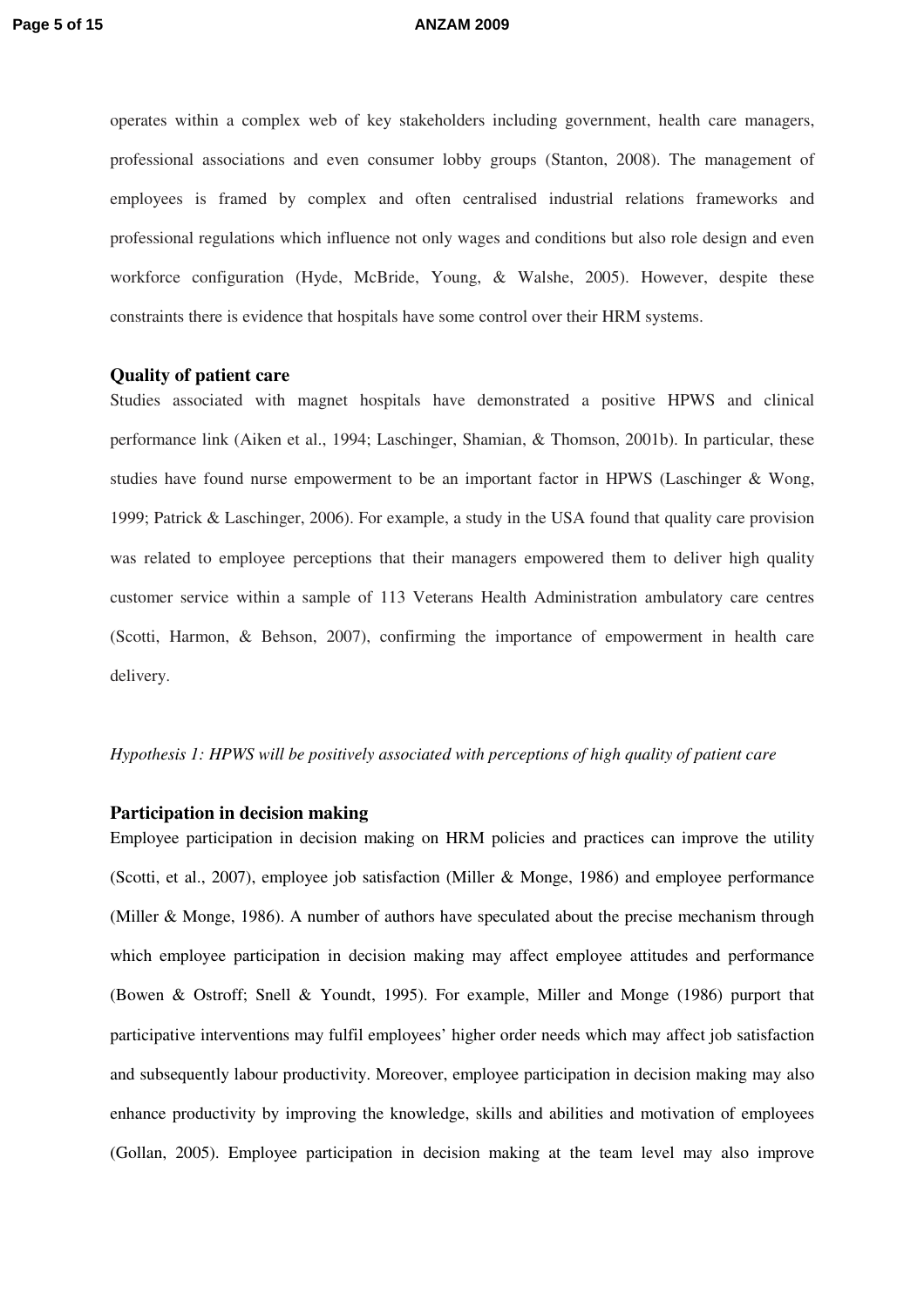operates within a complex web of key stakeholders including government, health care managers, professional associations and even consumer lobby groups (Stanton, 2008). The management of employees is framed by complex and often centralised industrial relations frameworks and professional regulations which influence not only wages and conditions but also role design and even workforce configuration (Hyde, McBride, Young, & Walshe, 2005). However, despite these constraints there is evidence that hospitals have some control over their HRM systems.

**Quality of patient care**

Studies associated with magnet hospitals have demonstrated a positive HPWS and clinical performance link (Aiken et al., 1994; Laschinger, Shamian, & Thomson, 2001b). In particular, these studies have found nurse empowerment to be an important factor in HPWS (Laschinger & Wong, 1999; Patrick & Laschinger, 2006). For example, a study in the USA found that quality care provision was related to employee perceptions that their managers empowered them to deliver high quality customer service within a sample of 113 Veterans Health Administration ambulatory care centres (Scotti, Harmon, & Behson, 2007), confirming the importance of empowerment in health care delivery.

*Hypothesis 1: HPWS will be positively associated with perceptions of high quality of patient care*

**Participation in decision making**

Employee participation in decision making on HRM policies and practices can improve the utility (Scotti, et al., 2007), employee job satisfaction (Miller & Monge, 1986) and employee performance (Miller & Monge, 1986). A number of authors have speculated about the precise mechanism through which employee participation in decision making may affect employee attitudes and performance (Bowen & Ostroff; Snell & Youndt, 1995). For example, Miller and Monge (1986) purport that participative interventions may fulfil employees' higher order needs which may affect job satisfaction and subsequently labour productivity. Moreover, employee participation in decision making may also enhance productivity by improving the knowledge, skills and abilities and motivation of employees (Gollan, 2005). Employee participation in decision making at the team level may also improve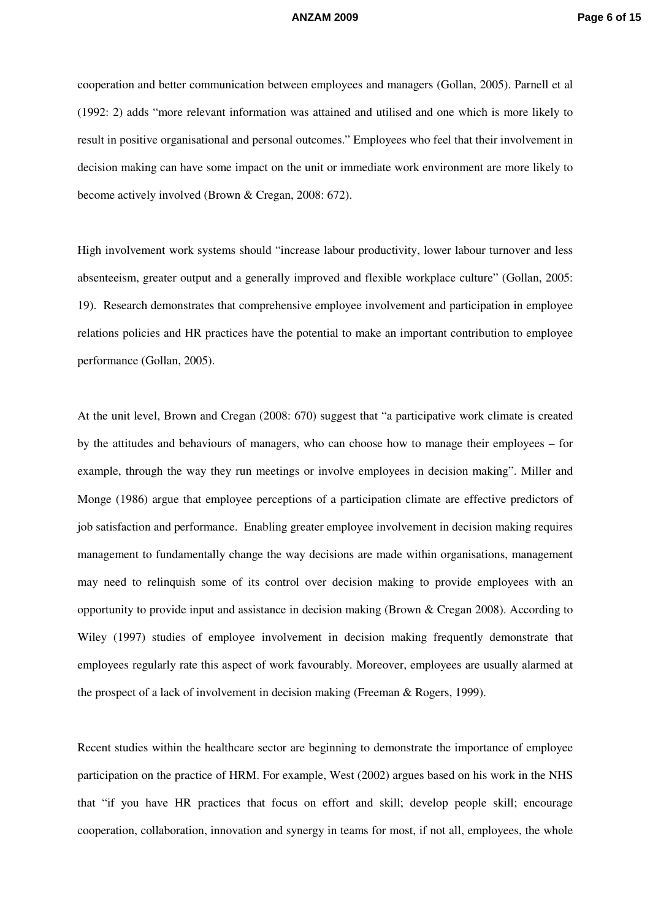cooperation and better communication between employees and managers (Gollan, 2005). Parnell et al (1992: 2) adds "more relevant information was attained and utilised and one which is more likely to result in positive organisational and personal outcomes." Employees who feel that their involvement in decision making can have some impact on the unit or immediate work environment are more likely to become actively involved (Brown & Cregan, 2008: 672).

High involvement work systems should "increase labour productivity, lower labour turnover and less absenteeism, greater output and a generally improved and flexible workplace culture" (Gollan, 2005: 19). Research demonstrates that comprehensive employee involvement and participation in employee relations policies and HR practices have the potential to make an important contribution to employee performance (Gollan, 2005).

At the unit level, Brown and Cregan (2008: 670) suggest that "a participative work climate is created by the attitudes and behaviours of managers, who can choose how to manage their employees – for example, through the way they run meetings or involve employees in decision making". Miller and Monge (1986) argue that employee perceptions of a participation climate are effective predictors of job satisfaction and performance. Enabling greater employee involvement in decision making requires management to fundamentally change the way decisions are made within organisations, management may need to relinquish some of its control over decision making to provide employees with an opportunity to provide input and assistance in decision making (Brown & Cregan 2008). According to Wiley (1997) studies of employee involvement in decision making frequently demonstrate that employees regularly rate this aspect of work favourably. Moreover, employees are usually alarmed at the prospect of a lack of involvement in decision making (Freeman & Rogers, 1999).

Recent studies within the healthcare sector are beginning to demonstrate the importance of employee participation on the practice of HRM. For example, West (2002) argues based on his work in the NHS that "if you have HR practices that focus on effort and skill; develop people skill; encourage cooperation, collaboration, innovation and synergy in teams for most, if not all, employees, the whole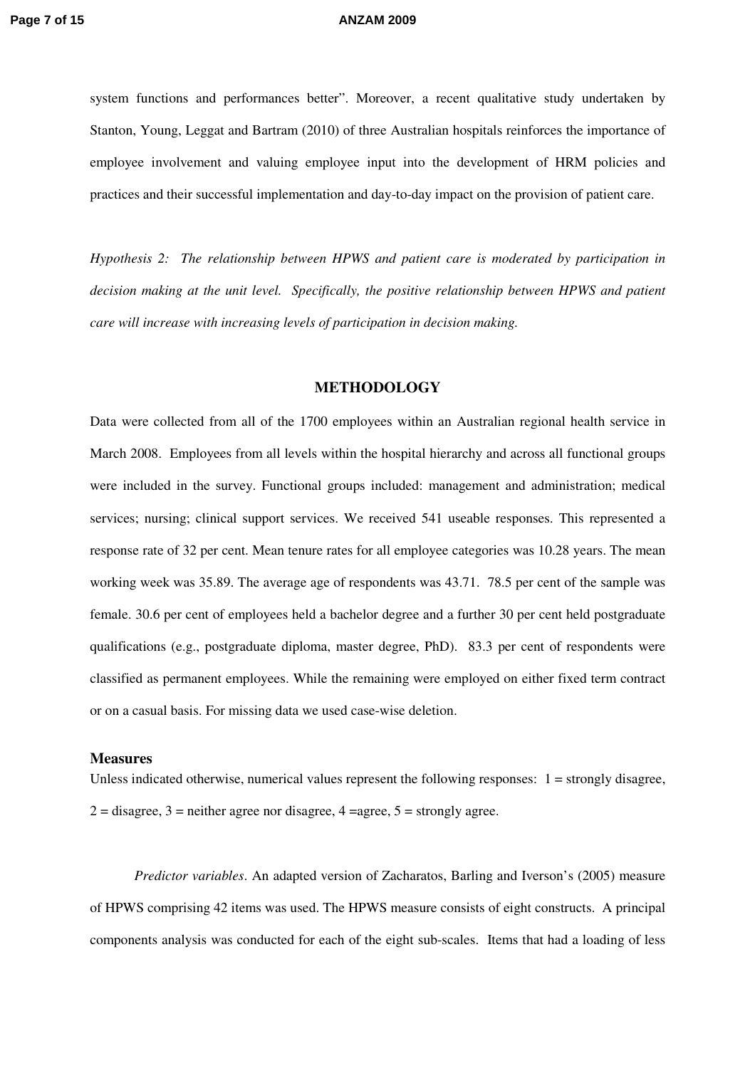system functions and performances better". Moreover, a recent qualitative study undertaken by Stanton, Young, Leggat and Bartram (2010) of three Australian hospitals reinforces the importance of employee involvement and valuing employee input into the development of HRM policies and practices and their successful implementation and day-to-day impact on the provision of patient care.

*Hypothesis 2: The relationship between HPWS and patient care is moderated by participation in decision making at the unit level. Specifically, the positive relationship between HPWS and patient care will increase with increasing levels of participation in decision making.*

## METHODOLOGY

Data were collected from all of the 1700 employees within an Australian regional health service in March 2008. Employees from all levels within the hospital hierarchy and across all functional groups were included in the survey. Functional groups included: management and administration; medical services; nursing; clinical support services. We received 541 useable responses. This represented a response rate of 32 per cent. Mean tenure rates for all employee categories was 10.28 years. The mean working week was 35.89. The average age of respondents was 43.71. 78.5 per cent of the sample was female. 30.6 per cent of employees held a bachelor degree and a further 30 per cent held postgraduate qualifications (e.g., postgraduate diploma, master degree, PhD). 83.3 per cent of respondents were classified as permanent employees. While the remaining were employed on either fixed term contract or on a casual basis. For missing data we used case-wise deletion.

### Measures

Unless indicated otherwise, numerical values represent the following responses: 1 = strongly disagree, 2 = disagree, 3 = neither agree nor disagree, 4 =agree, 5 = strongly agree.

*Predictor variables*. An adapted version of Zacharatos, Barling and Iverson's (2005) measure of HPWS comprising 42 items was used. The HPWS measure consists of eight constructs. A principal components analysis was conducted for each of the eight sub-scales. Items that had a loading of less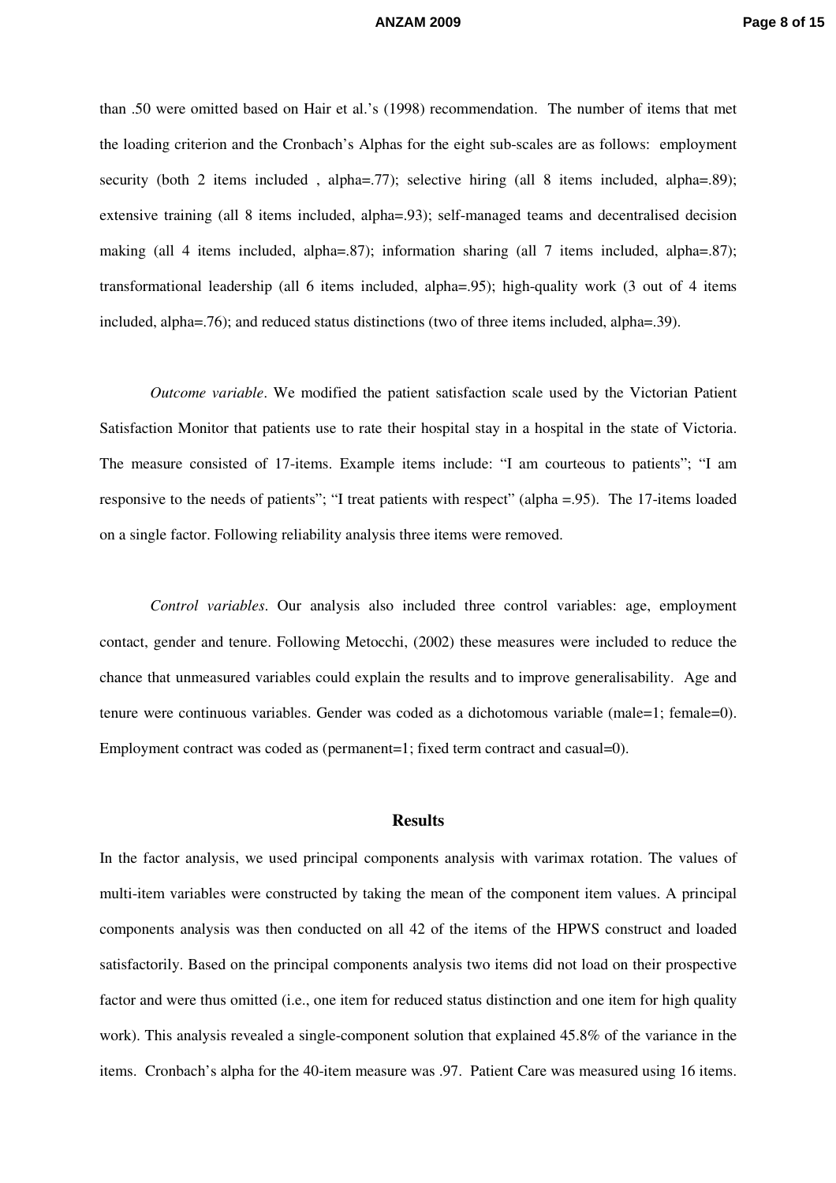than .50 were omitted based on Hair et al.'s (1998) recommendation. The number of items that met the loading criterion and the Cronbach's Alphas for the eight sub-scales are as follows: employment security (both 2 items included , alpha=.77); selective hiring (all 8 items included, alpha=.89); extensive training (all 8 items included, alpha=.93); self-managed teams and decentralised decision making (all 4 items included, alpha=.87); information sharing (all 7 items included, alpha=.87); transformational leadership (all 6 items included, alpha=.95); high-quality work (3 out of 4 items included, alpha=.76); and reduced status distinctions (two of three items included, alpha=.39).

*Outcome variable*. We modified the patient satisfaction scale used by the Victorian Patient Satisfaction Monitor that patients use to rate their hospital stay in a hospital in the state of Victoria. The measure consisted of 17-items. Example items include: "I am courteous to patients"; "I am responsive to the needs of patients"; "I treat patients with respect" (alpha =.95). The 17-items loaded on a single factor. Following reliability analysis three items were removed.

*Control variables*. Our analysis also included three control variables: age, employment contact, gender and tenure. Following Metocchi, (2002) these measures were included to reduce the chance that unmeasured variables could explain the results and to improve generalisability. Age and tenure were continuous variables. Gender was coded as a dichotomous variable (male=1; female=0). Employment contract was coded as (permanent=1; fixed term contract and casual=0).

## Results

In the factor analysis, we used principal components analysis with varimax rotation. The values of multi-item variables were constructed by taking the mean of the component item values. A principal components analysis was then conducted on all 42 of the items of the HPWS construct and loaded satisfactorily. Based on the principal components analysis two items did not load on their prospective factor and were thus omitted (i.e., one item for reduced status distinction and one item for high quality work). This analysis revealed a single-component solution that explained 45.8% of the variance in the items. Cronbach's alpha for the 40-item measure was .97. Patient Care was measured using 16 items.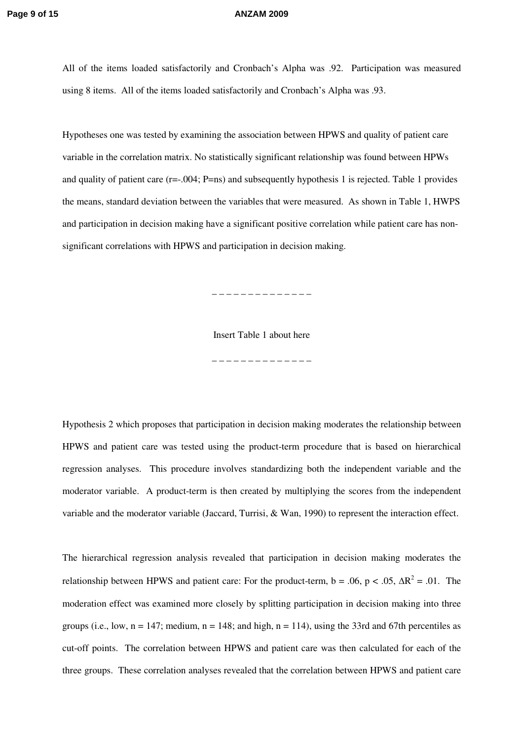All of the items loaded satisfactorily and Cronbach's Alpha was .92. Participation was measured using 8 items. All of the items loaded satisfactorily and Cronbach's Alpha was .93.

Hypotheses one was tested by examining the association between HPWS and quality of patient care variable in the correlation matrix. No statistically significant relationship was found between HPWs and quality of patient care (r=-.004; P=ns) and subsequently hypothesis 1 is rejected. Table 1 provides the means, standard deviation between the variables that were measured. As shown in Table 1, HWPS and participation in decision making have a significant positive correlation while patient care has non-significant correlations with HPWS and participation in decision making.

---------------

Insert Table 1 about here

---------------

Hypothesis 2 which proposes that participation in decision making moderates the relationship between HPWS and patient care was tested using the product-term procedure that is based on hierarchical regression analyses. This procedure involves standardizing both the independent variable and the moderator variable. A product-term is then created by multiplying the scores from the independent variable and the moderator variable (Jaccard, Turrisi, & Wan, 1990) to represent the interaction effect.

The hierarchical regression analysis revealed that participation in decision making moderates the relationship between HPWS and patient care: For the product-term, $b = .06$, $p < .05$, $\Delta R^2 = .01$. The moderation effect was examined more closely by splitting participation in decision making into three groups (i.e., low, $n = 147$; medium, $n = 148$; and high, $n = 114$), using the 33rd and 67th percentiles as cut-off points. The correlation between HPWS and patient care was then calculated for each of the three groups. These correlation analyses revealed that the correlation between HPWS and patient care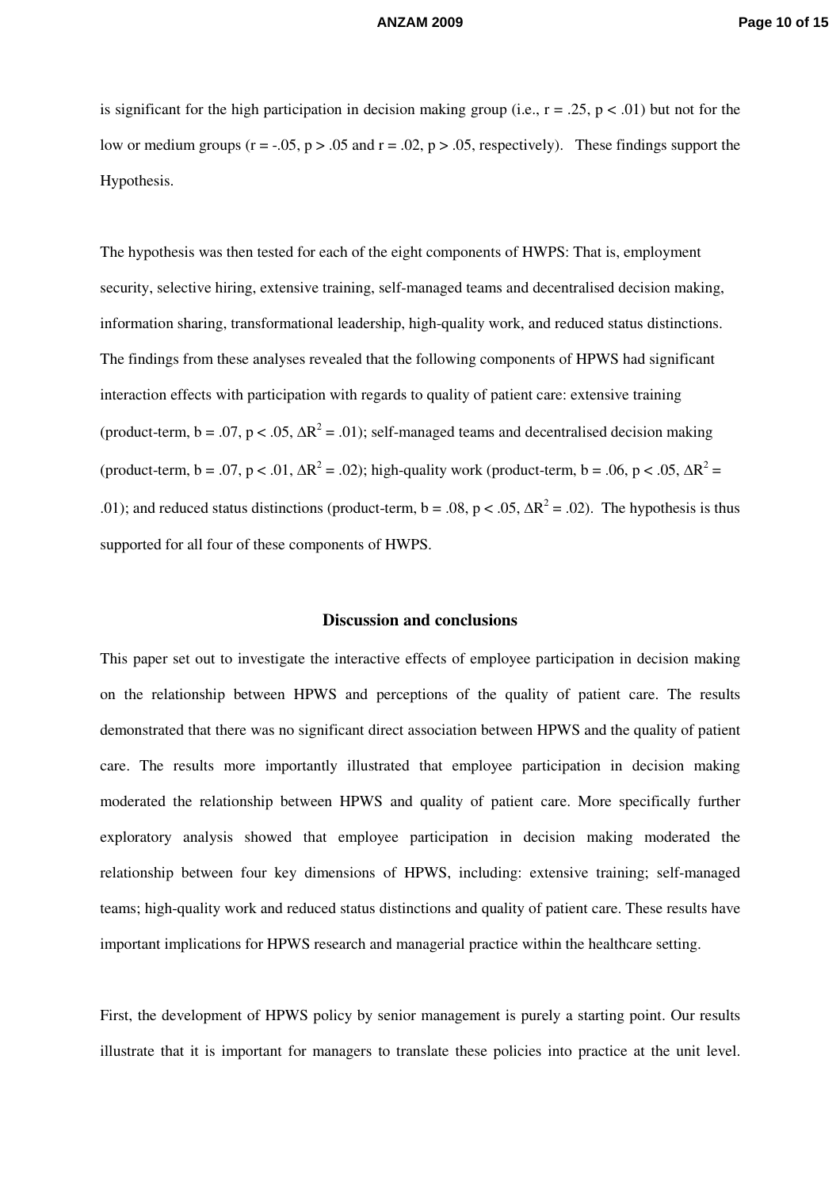is significant for the high participation in decision making group (i.e., $r = .25$, $p < .01$) but not for the low or medium groups ($r = -.05$, $p > .05$ and $r = .02$, $p > .05$, respectively). These findings support the Hypothesis.

The hypothesis was then tested for each of the eight components of HWPS: That is, employment security, selective hiring, extensive training, self-managed teams and decentralised decision making, information sharing, transformational leadership, high-quality work, and reduced status distinctions. The findings from these analyses revealed that the following components of HPWS had significant interaction effects with participation with regards to quality of patient care: extensive training (product-term, $b = .07$, $p < .05$, $\Delta R^2 = .01$); self-managed teams and decentralised decision making (product-term, $b = .07$, $p < .01$, $\Delta R^2 = .02$); high-quality work (product-term, $b = .06$, $p < .05$, $\Delta R^2 = .01$); and reduced status distinctions (product-term, $b = .08$, $p < .05$, $\Delta R^2 = .02$). The hypothesis is thus supported for all four of these components of HWPS.

## Discussion and conclusions

This paper set out to investigate the interactive effects of employee participation in decision making on the relationship between HPWS and perceptions of the quality of patient care. The results demonstrated that there was no significant direct association between HPWS and the quality of patient care. The results more importantly illustrated that employee participation in decision making moderated the relationship between HPWS and quality of patient care. More specifically further exploratory analysis showed that employee participation in decision making moderated the relationship between four key dimensions of HPWS, including: extensive training; self-managed teams; high-quality work and reduced status distinctions and quality of patient care. These results have important implications for HPWS research and managerial practice within the healthcare setting.

First, the development of HPWS policy by senior management is purely a starting point. Our results illustrate that it is important for managers to translate these policies into practice at the unit level.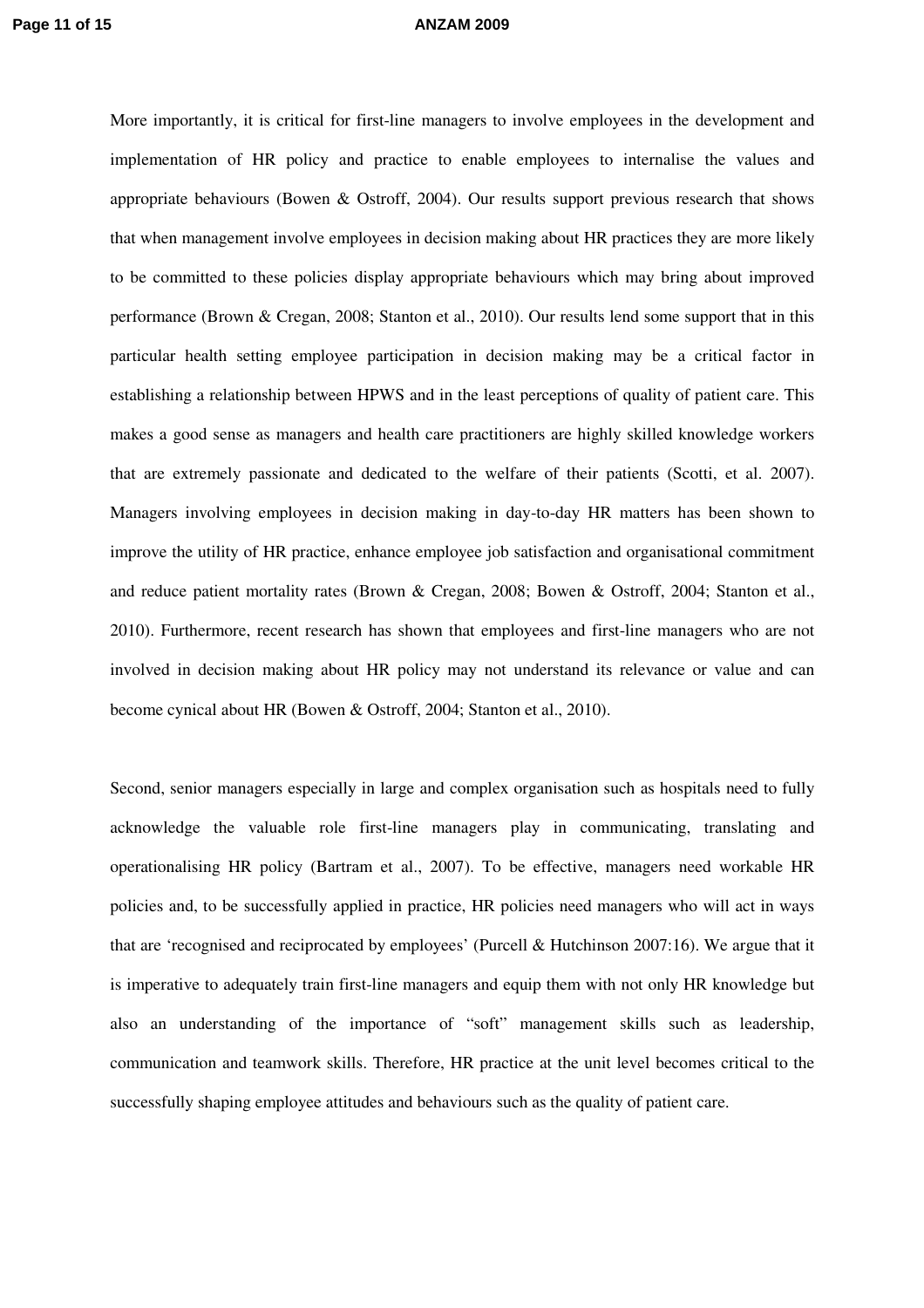More importantly, it is critical for first-line managers to involve employees in the development and implementation of HR policy and practice to enable employees to internalise the values and appropriate behaviours (Bowen & Ostroff, 2004). Our results support previous research that shows that when management involve employees in decision making about HR practices they are more likely to be committed to these policies display appropriate behaviours which may bring about improved performance (Brown & Cregan, 2008; Stanton et al., 2010). Our results lend some support that in this particular health setting employee participation in decision making may be a critical factor in establishing a relationship between HPWS and in the least perceptions of quality of patient care. This makes a good sense as managers and health care practitioners are highly skilled knowledge workers that are extremely passionate and dedicated to the welfare of their patients (Scotti, et al. 2007). Managers involving employees in decision making in day-to-day HR matters has been shown to improve the utility of HR practice, enhance employee job satisfaction and organisational commitment and reduce patient mortality rates (Brown & Cregan, 2008; Bowen & Ostroff, 2004; Stanton et al., 2010). Furthermore, recent research has shown that employees and first-line managers who are not involved in decision making about HR policy may not understand its relevance or value and can become cynical about HR (Bowen & Ostroff, 2004; Stanton et al., 2010).

Second, senior managers especially in large and complex organisation such as hospitals need to fully acknowledge the valuable role first-line managers play in communicating, translating and operationalising HR policy (Bartram et al., 2007). To be effective, managers need workable HR policies and, to be successfully applied in practice, HR policies need managers who will act in ways that are 'recognised and reciprocated by employees' (Purcell & Hutchinson 2007:16). We argue that it is imperative to adequately train first-line managers and equip them with not only HR knowledge but also an understanding of the importance of "soft" management skills such as leadership, communication and teamwork skills. Therefore, HR practice at the unit level becomes critical to the successfully shaping employee attitudes and behaviours such as the quality of patient care.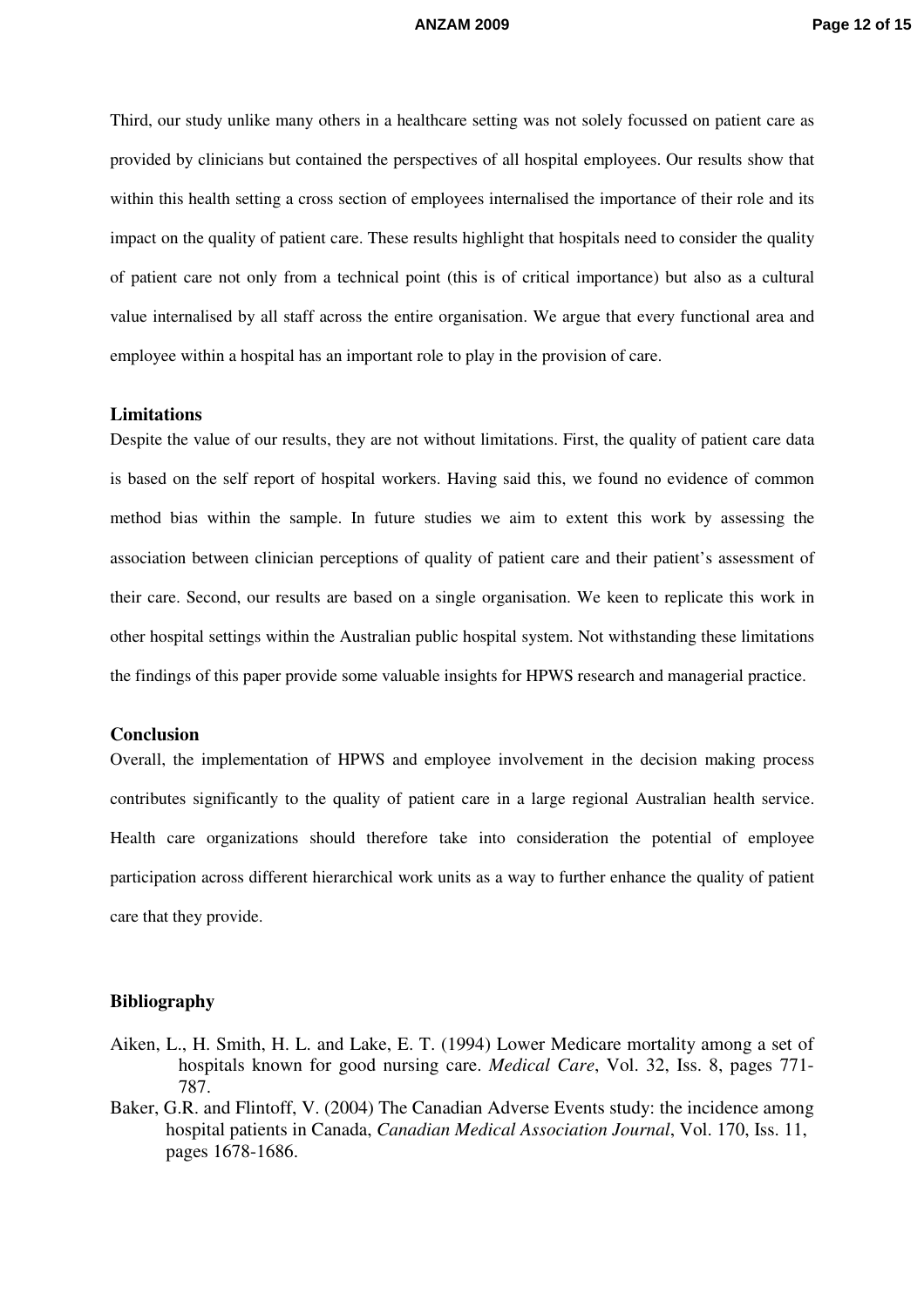Third, our study unlike many others in a healthcare setting was not solely focussed on patient care as provided by clinicians but contained the perspectives of all hospital employees. Our results show that within this health setting a cross section of employees internalised the importance of their role and its impact on the quality of patient care. These results highlight that hospitals need to consider the quality of patient care not only from a technical point (this is of critical importance) but also as a cultural value internalised by all staff across the entire organisation. We argue that every functional area and employee within a hospital has an important role to play in the provision of care.

## Limitations

Despite the value of our results, they are not without limitations. First, the quality of patient care data is based on the self report of hospital workers. Having said this, we found no evidence of common method bias within the sample. In future studies we aim to extent this work by assessing the association between clinician perceptions of quality of patient care and their patient's assessment of their care. Second, our results are based on a single organisation. We keen to replicate this work in other hospital settings within the Australian public hospital system. Not withstanding these limitations the findings of this paper provide some valuable insights for HPWS research and managerial practice.

## Conclusion

Overall, the implementation of HPWS and employee involvement in the decision making process contributes significantly to the quality of patient care in a large regional Australian health service. Health care organizations should therefore take into consideration the potential of employee participation across different hierarchical work units as a way to further enhance the quality of patient care that they provide.

## Bibliography

Aiken, L., H. Smith, H. L. and Lake, E. T. (1994) Lower Medicare mortality among a set of hospitals known for good nursing care. *Medical Care*, Vol. 32, Iss. 8, pages 771-787.

Baker, G.R. and Flintoff, V. (2004) The Canadian Adverse Events study: the incidence among hospital patients in Canada, *Canadian Medical Association Journal*, Vol. 170, Iss. 11, pages 1678-1686.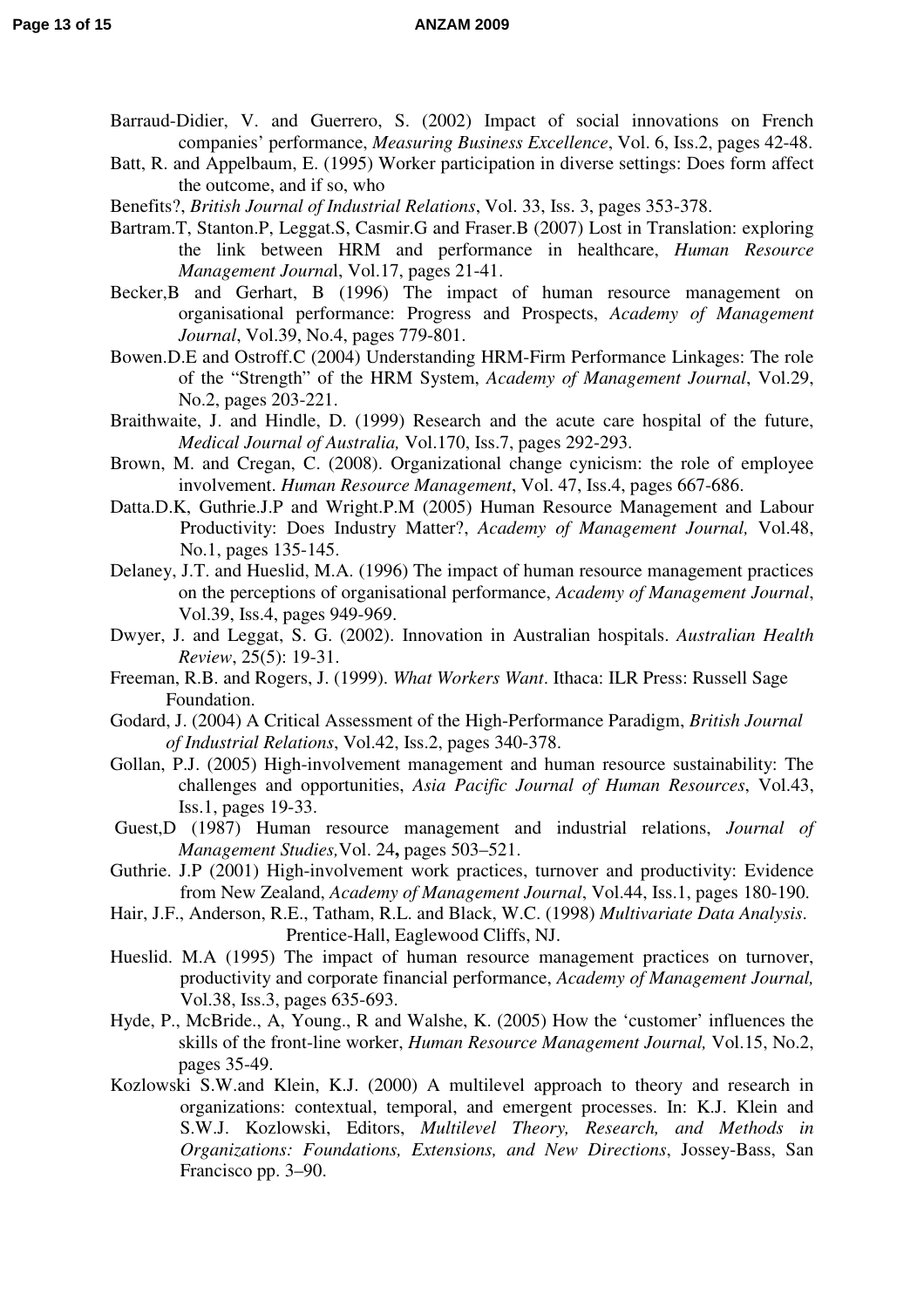Barraud-Didier, V. and Guerrero, S. (2002) Impact of social innovations on French companies' performance, *Measuring Business Excellence*, Vol. 6, Iss.2, pages 42-48.

Batt, R. and Appelbaum, E. (1995) Worker participation in diverse settings: Does form affect the outcome, and if so, who

Benefits?, *British Journal of Industrial Relations*, Vol. 33, Iss. 3, pages 353-378.

Bartram.T, Stanton.P, Leggat.S, Casmir.G and Fraser.B (2007) Lost in Translation: exploring the link between HRM and performance in healthcare, *Human Resource Management Journa*l, Vol.17, pages 21-41.

Becker,B and Gerhart, B (1996) The impact of human resource management on organisational performance: Progress and Prospects, *Academy of Management Journal*, Vol.39, No.4, pages 779-801.

Bowen.D.E and Ostroff.C (2004) Understanding HRM-Firm Performance Linkages: The role of the "Strength" of the HRM System, *Academy of Management Journal*, Vol.29, No.2, pages 203-221.

Braithwaite, J. and Hindle, D. (1999) Research and the acute care hospital of the future, *Medical Journal of Australia,* Vol.170, Iss.7, pages 292-293.

Brown, M. and Cregan, C. (2008). Organizational change cynicism: the role of employee involvement. *Human Resource Management*, Vol. 47, Iss.4, pages 667-686.

Datta.D.K, Guthrie.J.P and Wright.P.M (2005) Human Resource Management and Labour Productivity: Does Industry Matter?, *Academy of Management Journal,* Vol.48, No.1, pages 135-145.

Delaney, J.T. and Hueslid, M.A. (1996) The impact of human resource management practices on the perceptions of organisational performance, *Academy of Management Journal*, Vol.39, Iss.4, pages 949-969.

Dwyer, J. and Leggat, S. G. (2002). Innovation in Australian hospitals. *Australian Health Review*, 25(5): 19-31.

Freeman, R.B. and Rogers, J. (1999). *What Workers Want*. Ithaca: ILR Press: Russell Sage Foundation.

Godard, J. (2004) A Critical Assessment of the High-Performance Paradigm, *British Journal of Industrial Relations*, Vol.42, Iss.2, pages 340-378.

Gollan, P.J. (2005) High-involvement management and human resource sustainability: The challenges and opportunities, *Asia Pacific Journal of Human Resources*, Vol.43, Iss.1, pages 19-33.

Guest,D (1987) Human resource management and industrial relations, *Journal of Management Studies,*Vol. 24**,** pages 503–521.

Guthrie. J.P (2001) High-involvement work practices, turnover and productivity: Evidence from New Zealand, *Academy of Management Journal*, Vol.44, Iss.1, pages 180-190.

Hair, J.F., Anderson, R.E., Tatham, R.L. and Black, W.C. (1998) *Multivariate Data Analysis*. Prentice-Hall, Eaglewood Cliffs, NJ.

Hueslid. M.A (1995) The impact of human resource management practices on turnover, productivity and corporate financial performance, *Academy of Management Journal,* Vol.38, Iss.3, pages 635-693.

Hyde, P., McBride., A, Young., R and Walshe, K. (2005) How the 'customer' influences the skills of the front-line worker, *Human Resource Management Journal,* Vol.15, No.2, pages 35-49.

Kozlowski S.W.and Klein, K.J. (2000) A multilevel approach to theory and research in organizations: contextual, temporal, and emergent processes. In: K.J. Klein and S.W.J. Kozlowski, Editors, *Multilevel Theory, Research, and Methods in Organizations: Foundations, Extensions, and New Directions*, Jossey-Bass, San Francisco pp. 3–90.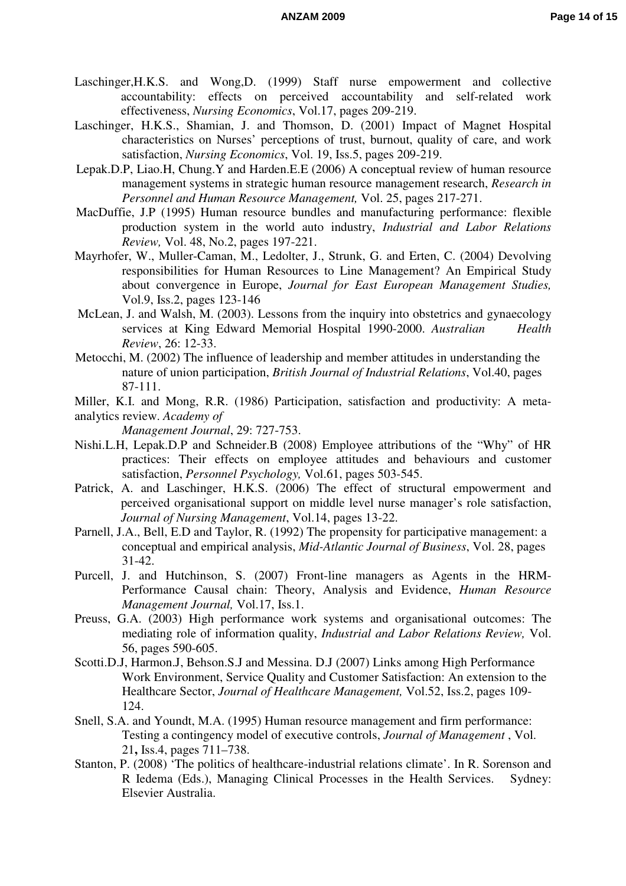Laschinger,H.K.S. and Wong,D. (1999) Staff nurse empowerment and collective accountability: effects on perceived accountability and self-related work effectiveness, *Nursing Economics*, Vol.17, pages 209-219.

Laschinger, H.K.S., Shamian, J. and Thomson, D. (2001) Impact of Magnet Hospital characteristics on Nurses' perceptions of trust, burnout, quality of care, and work satisfaction, *Nursing Economics*, Vol. 19, Iss.5, pages 209-219.

Lepak.D.P, Liao.H, Chung.Y and Harden.E.E (2006) A conceptual review of human resource management systems in strategic human resource management research, *Research in Personnel and Human Resource Management,* Vol. 25, pages 217-271.

MacDuffie, J.P (1995) Human resource bundles and manufacturing performance: flexible production system in the world auto industry, *Industrial and Labor Relations Review,* Vol. 48, No.2, pages 197-221.

Mayrhofer, W., Muller-Caman, M., Ledolter, J., Strunk, G. and Erten, C. (2004) Devolving responsibilities for Human Resources to Line Management? An Empirical Study about convergence in Europe, *Journal for East European Management Studies,* Vol.9, Iss.2, pages 123-146

McLean, J. and Walsh, M. (2003). Lessons from the inquiry into obstetrics and gynaecology services at King Edward Memorial Hospital 1990-2000. *Australian Health Review*, 26: 12-33.

Metocchi, M. (2002) The influence of leadership and member attitudes in understanding the nature of union participation, *British Journal of Industrial Relations*, Vol.40, pages 87-111.

Miller, K.I. and Mong, R.R. (1986) Participation, satisfaction and productivity: A meta-analytics review. *Academy of Management Journal*, 29: 727-753.

Nishi.L.H, Lepak.D.P and Schneider.B (2008) Employee attributions of the "Why" of HR practices: Their effects on employee attitudes and behaviours and customer satisfaction, *Personnel Psychology,* Vol.61, pages 503-545.

Patrick, A. and Laschinger, H.K.S. (2006) The effect of structural empowerment and perceived organisational support on middle level nurse manager's role satisfaction, *Journal of Nursing Management*, Vol.14, pages 13-22.

Parnell, J.A., Bell, E.D and Taylor, R. (1992) The propensity for participative management: a conceptual and empirical analysis, *Mid-Atlantic Journal of Business*, Vol. 28, pages 31-42.

Purcell, J. and Hutchinson, S. (2007) Front-line managers as Agents in the HRM-Performance Causal chain: Theory, Analysis and Evidence, *Human Resource Management Journal,* Vol.17, Iss.1.

Preuss, G.A. (2003) High performance work systems and organisational outcomes: The mediating role of information quality, *Industrial and Labor Relations Review,* Vol. 56, pages 590-605.

Scotti.D.J, Harmon.J, Behson.S.J and Messina. D.J (2007) Links among High Performance Work Environment, Service Quality and Customer Satisfaction: An extension to the Healthcare Sector, *Journal of Healthcare Management,* Vol.52, Iss.2, pages 109-124.

Snell, S.A. and Youndt, M.A. (1995) Human resource management and firm performance: Testing a contingency model of executive controls, *Journal of Management* , Vol. 21**,** Iss.4, pages 711–738.

Stanton, P. (2008) 'The politics of healthcare-industrial relations climate'. In R. Sorenson and R Iedema (Eds.), Managing Clinical Processes in the Health Services. Sydney: Elsevier Australia.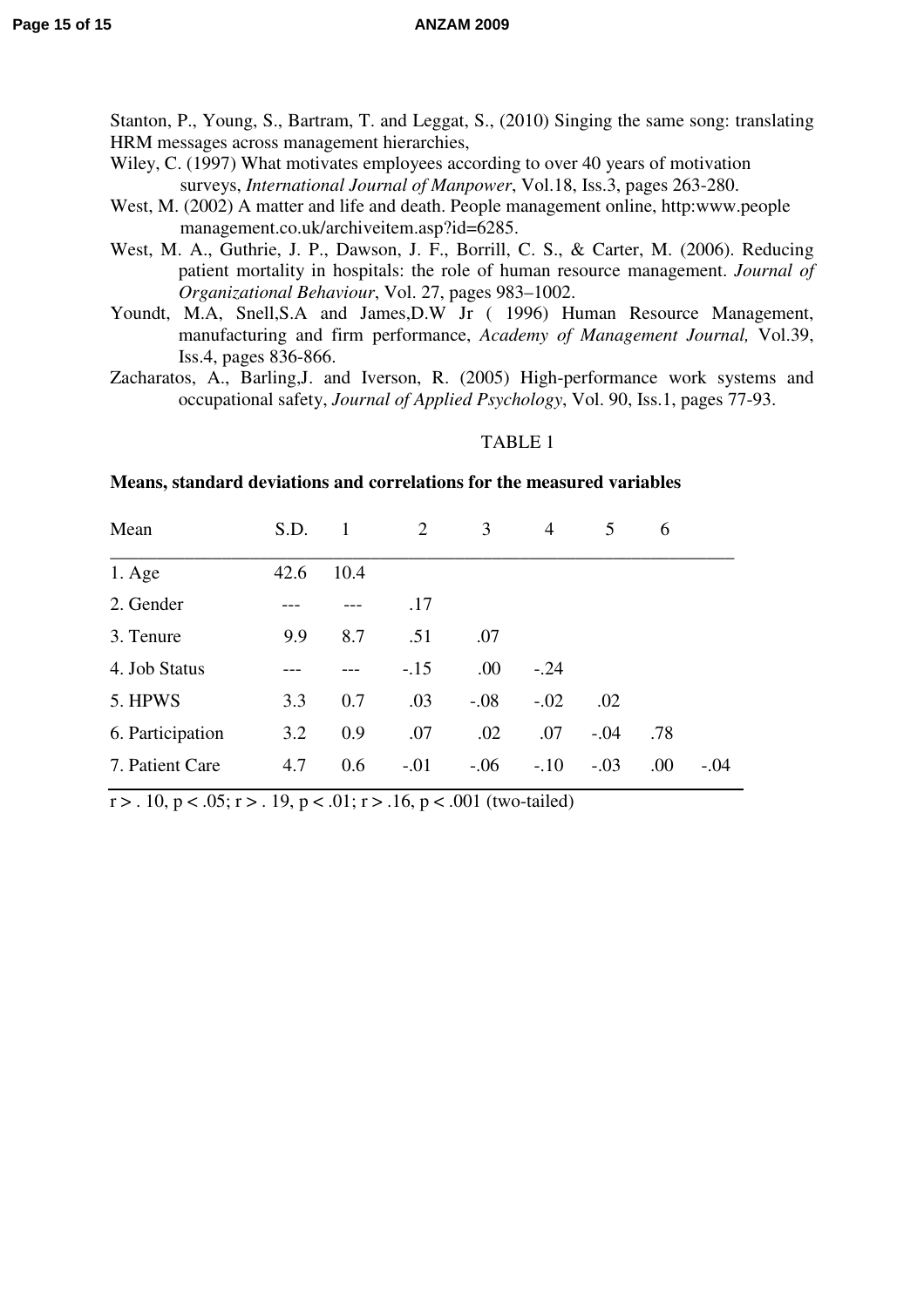Stanton, P., Young, S., Bartram, T. and Leggat, S., (2010) Singing the same song: translating HRM messages across management hierarchies,

Wiley, C. (1997) What motivates employees according to over 40 years of motivation surveys, *International Journal of Manpower*, Vol.18, Iss.3, pages 263-280.

West, M. (2002) A matter and life and death. People management online, http:www.people management.co.uk/archiveitem.asp?id=6285.

West, M. A., Guthrie, J. P., Dawson, J. F., Borrill, C. S., & Carter, M. (2006). Reducing patient mortality in hospitals: the role of human resource management. *Journal of Organizational Behaviour*, Vol. 27, pages 983–1002.

Youndt, M.A, Snell,S.A and James,D.W Jr ( 1996) Human Resource Management, manufacturing and firm performance, *Academy of Management Journal,* Vol.39, Iss.4, pages 836-866.

Zacharatos, A., Barling,J. and Iverson, R. (2005) High-performance work systems and occupational safety, *Journal of Applied Psychology*, Vol. 90, Iss.1, pages 77-93.

TABLE 1

**Means, standard deviations and correlations for the measured variables**

| Mean | S.D. | 1 | 2 | 3 | 4 | 5 | 6 | |
|---|---|---|---|---|---|---|---|---|
| 1. Age | 42.6 | 10.4 | | | | | | |
| 2. Gender | --- | --- | .17 | | | | | |
| 3. Tenure | 9.9 | 8.7 | .51 | .07 | | | | |
| 4. Job Status | --- | --- | -.15 | .00 | -.24 | | | |
| 5. HPWS | 3.3 | 0.7 | .03 | -.08 | -.02 | .02 | | |
| 6. Participation | 3.2 | 0.9 | .07 | .02 | .07 | -.04 | .78 | |
| 7. Patient Care | 4.7 | 0.6 | -.01 | -.06 | -.10 | -.03 | .00 | -.04 |

r > . 10, p < .05; r > . 19, p < .01; r > .16, p < .001 (two-tailed)